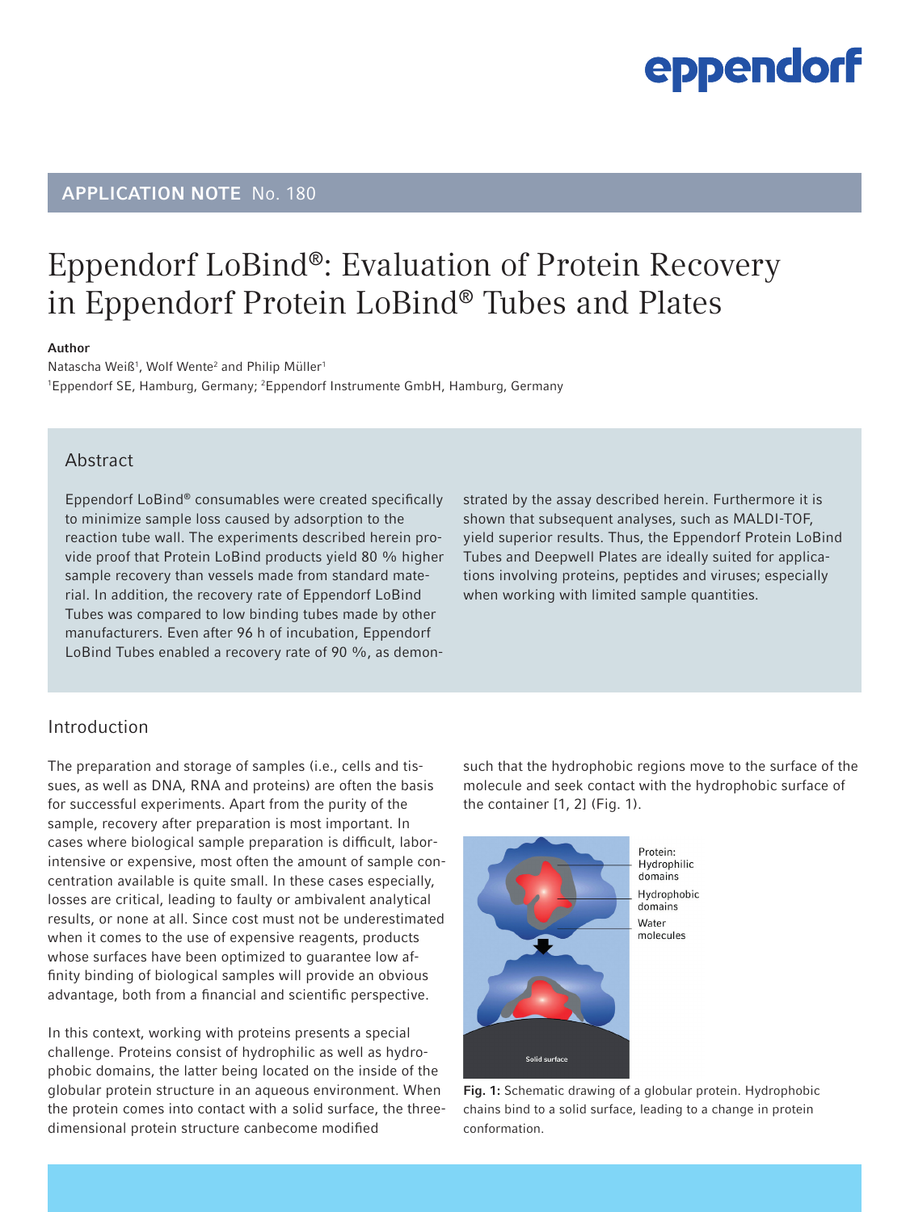eppendorf

## APPLICATION NOTE No. 180

# Eppendorf LoBind®: Evaluation of Protein Recovery in Eppendorf Protein LoBind® Tubes and Plates

**Author**

Natascha Weiß[1], Wolf Wente[2] and Philip Müller[1]

[1]Eppendorf SE, Hamburg, Germany; [2]Eppendorf Instrumente GmbH, Hamburg, Germany

## Abstract

Eppendorf LoBind® consumables were created specifically to minimize sample loss caused by adsorption to the reaction tube wall. The experiments described herein provide proof that Protein LoBind products yield 80 % higher sample recovery than vessels made from standard material. In addition, the recovery rate of Eppendorf LoBind Tubes was compared to low binding tubes made by other manufacturers. Even after 96 h of incubation, Eppendorf LoBind Tubes enabled a recovery rate of 90 %, as demonstrated by the assay described herein. Furthermore it is shown that subsequent analyses, such as MALDI-TOF, yield superior results. Thus, the Eppendorf Protein LoBind Tubes and Deepwell Plates are ideally suited for applications involving proteins, peptides and viruses; especially when working with limited sample quantities.

## Introduction

The preparation and storage of samples (i.e., cells and tissues, as well as DNA, RNA and proteins) are often the basis for successful experiments. Apart from the purity of the sample, recovery after preparation is most important. In cases where biological sample preparation is difficult, labor-intensive or expensive, most often the amount of sample concentration available is quite small. In these cases especially, losses are critical, leading to faulty or ambivalent analytical results, or none at all. Since cost must not be underestimated when it comes to the use of expensive reagents, products whose surfaces have been optimized to guarantee low affinity binding of biological samples will provide an obvious advantage, both from a financial and scientific perspective.

In this context, working with proteins presents a special challenge. Proteins consist of hydrophilic as well as hydrophobic domains, the latter being located on the inside of the globular protein structure in an aqueous environment. When the protein comes into contact with a solid surface, the three-dimensional protein structure canbecome modified such that the hydrophobic regions move to the surface of the molecule and seek contact with the hydrophobic surface of the container [1, 2] (Fig. 1).

**Fig. 1:** Schematic drawing of a globular protein. Hydrophobic chains bind to a solid surface, leading to a change in protein conformation.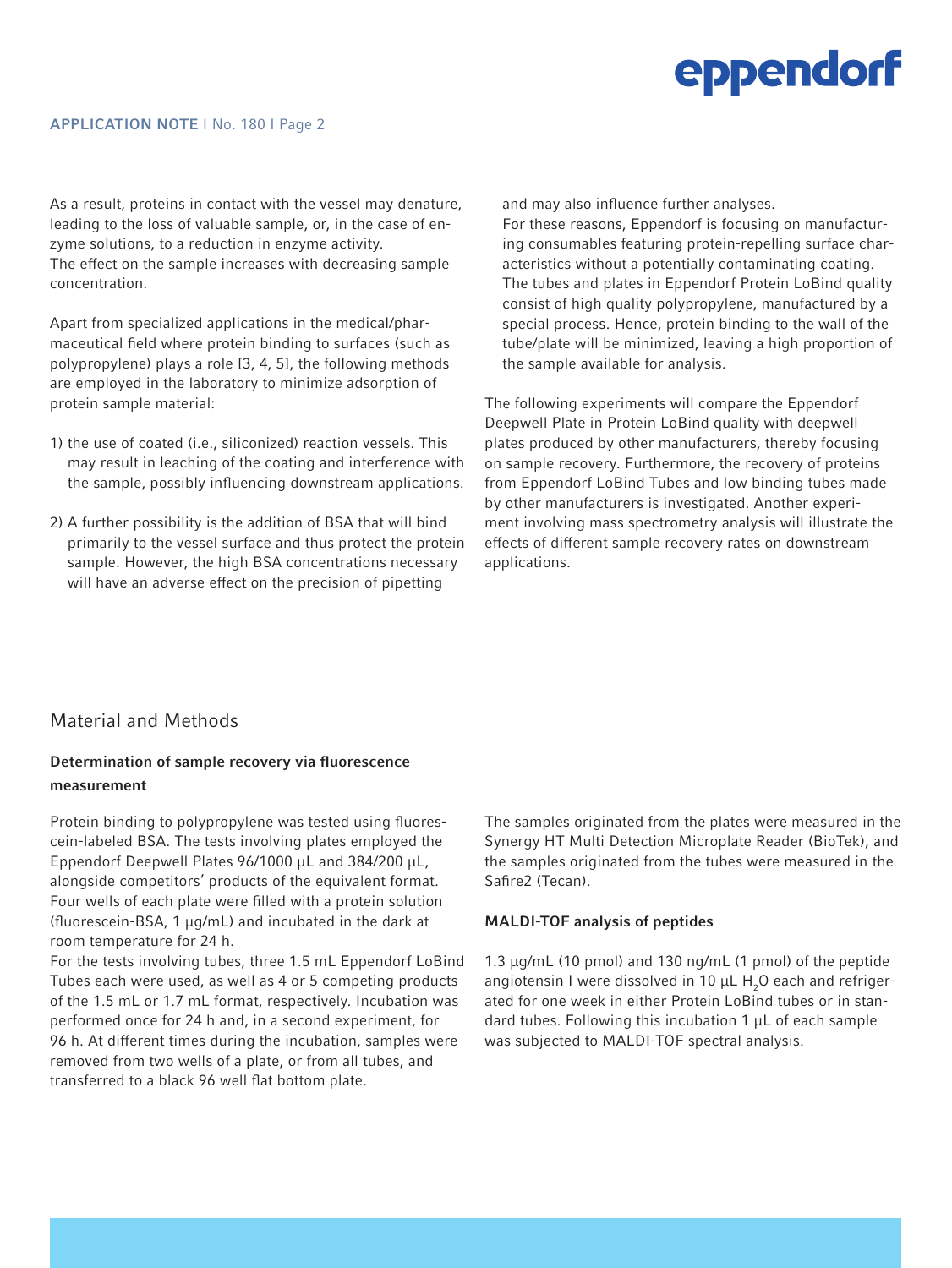As a result, proteins in contact with the vessel may denature, leading to the loss of valuable sample, or, in the case of enzyme solutions, to a reduction in enzyme activity.
The effect on the sample increases with decreasing sample concentration.

Apart from specialized applications in the medical/pharmaceutical field where protein binding to surfaces (such as polypropylene) plays a role [3, 4, 5], the following methods are employed in the laboratory to minimize adsorption of protein sample material:

1) the use of coated (i.e., siliconized) reaction vessels. This may result in leaching of the coating and interference with the sample, possibly influencing downstream applications.

2) A further possibility is the addition of BSA that will bind primarily to the vessel surface and thus protect the protein sample. However, the high BSA concentrations necessary will have an adverse effect on the precision of pipetting and may also influence further analyses.
For these reasons, Eppendorf is focusing on manufacturing consumables featuring protein-repelling surface characteristics without a potentially contaminating coating. The tubes and plates in Eppendorf Protein LoBind quality consist of high quality polypropylene, manufactured by a special process. Hence, protein binding to the wall of the tube/plate will be minimized, leaving a high proportion of the sample available for analysis.

The following experiments will compare the Eppendorf Deepwell Plate in Protein LoBind quality with deepwell plates produced by other manufacturers, thereby focusing on sample recovery. Furthermore, the recovery of proteins from Eppendorf LoBind Tubes and low binding tubes made by other manufacturers is investigated. Another experiment involving mass spectrometry analysis will illustrate the effects of different sample recovery rates on downstream applications.

## Material and Methods

### Determination of sample recovery via fluorescence measurement

Protein binding to polypropylene was tested using fluorescein-labeled BSA. The tests involving plates employed the Eppendorf Deepwell Plates 96/1000 µL and 384/200 µL, alongside competitors' products of the equivalent format. Four wells of each plate were filled with a protein solution (fluorescein-BSA, 1 µg/mL) and incubated in the dark at room temperature for 24 h.
For the tests involving tubes, three 1.5 mL Eppendorf LoBind Tubes each were used, as well as 4 or 5 competing products of the 1.5 mL or 1.7 mL format, respectively. Incubation was performed once for 24 h and, in a second experiment, for 96 h. At different times during the incubation, samples were removed from two wells of a plate, or from all tubes, and transferred to a black 96 well flat bottom plate.

The samples originated from the plates were measured in the Synergy HT Multi Detection Microplate Reader (BioTek), and the samples originated from the tubes were measured in the Safire2 (Tecan).

### MALDI-TOF analysis of peptides

1.3 µg/mL (10 pmol) and 130 ng/mL (1 pmol) of the peptide angiotensin I were dissolved in 10 µL $H_2O$ each and refrigerated for one week in either Protein LoBind tubes or in standard tubes. Following this incubation 1 µL of each sample was subjected to MALDI-TOF spectral analysis.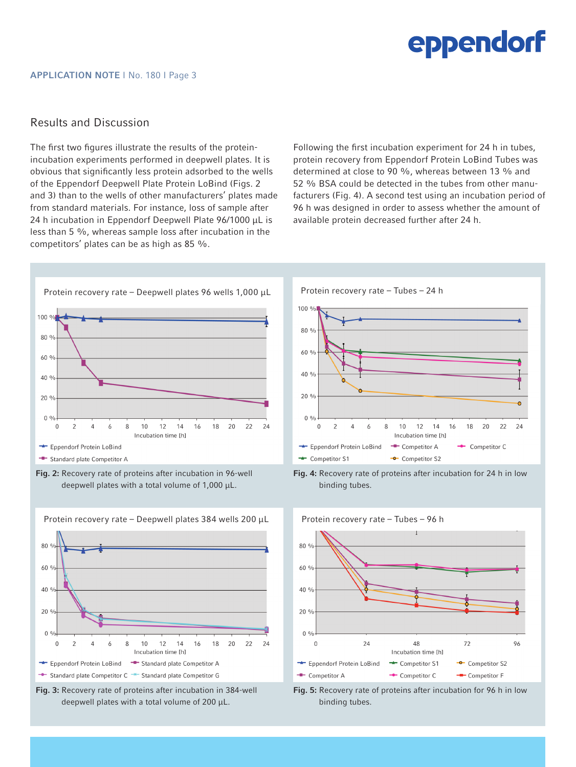## Results and Discussion

The first two figures illustrate the results of the protein-incubation experiments performed in deepwell plates. It is obvious that significantly less protein adsorbed to the wells of the Eppendorf Deepwell Plate Protein LoBind (Figs. 2 and 3) than to the wells of other manufacturers' plates made from standard materials. For instance, loss of sample after 24 h incubation in Eppendorf Deepwell Plate 96/1000 µL is less than 5 %, whereas sample loss after incubation in the competitors' plates can be as high as 85 %.

Following the first incubation experiment for 24 h in tubes, protein recovery from Eppendorf Protein LoBind Tubes was determined at close to 90 %, whereas between 13 % and 52 % BSA could be detected in the tubes from other manufacturers (Fig. 4). A second test using an incubation period of 96 h was designed in order to assess whether the amount of available protein decreased further after 24 h.

**Fig. 2:** Recovery rate of proteins after incubation in 96-well deepwell plates with a total volume of 1,000 µL.

**Fig. 4:** Recovery rate of proteins after incubation for 24 h in low binding tubes.

**Fig. 3:** Recovery rate of proteins after incubation in 384-well deepwell plates with a total volume of 200 µL.

**Fig. 5:** Recovery rate of proteins after incubation for 96 h in low binding tubes.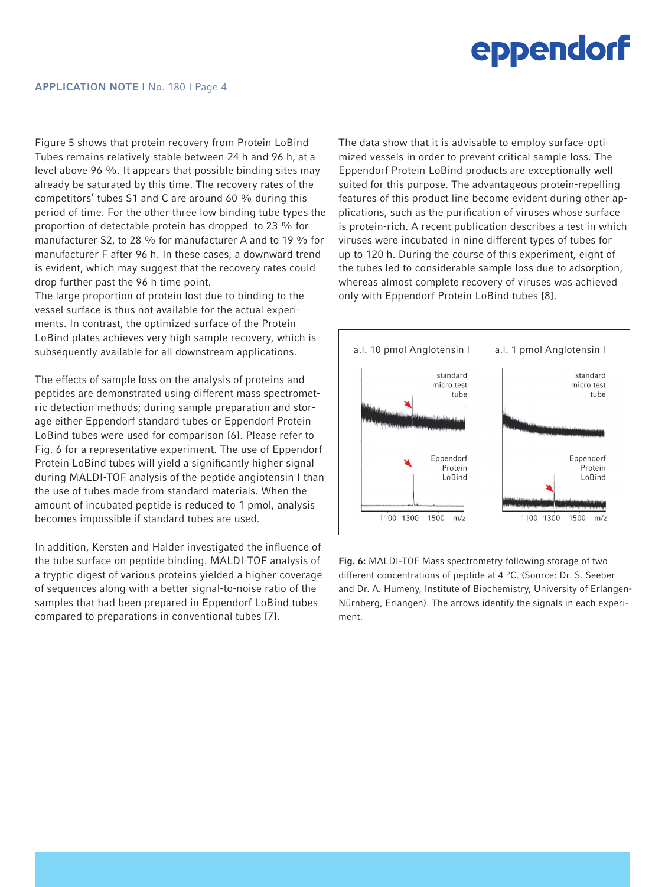Figure 5 shows that protein recovery from Protein LoBind Tubes remains relatively stable between 24 h and 96 h, at a level above 96 %. It appears that possible binding sites may already be saturated by this time. The recovery rates of the competitors' tubes S1 and C are around 60 % during this period of time. For the other three low binding tube types the proportion of detectable protein has dropped to 23 % for manufacturer S2, to 28 % for manufacturer A and to 19 % for manufacturer F after 96 h. In these cases, a downward trend is evident, which may suggest that the recovery rates could drop further past the 96 h time point.
The large proportion of protein lost due to binding to the vessel surface is thus not available for the actual experiments. In contrast, the optimized surface of the Protein LoBind plates achieves very high sample recovery, which is subsequently available for all downstream applications.

The effects of sample loss on the analysis of proteins and peptides are demonstrated using different mass spectrometric detection methods; during sample preparation and storage either Eppendorf standard tubes or Eppendorf Protein LoBind tubes were used for comparison [6]. Please refer to Fig. 6 for a representative experiment. The use of Eppendorf Protein LoBind tubes will yield a significantly higher signal during MALDI-TOF analysis of the peptide angiotensin I than the use of tubes made from standard materials. When the amount of incubated peptide is reduced to 1 pmol, analysis becomes impossible if standard tubes are used.

In addition, Kersten and Halder investigated the influence of the tube surface on peptide binding. MALDI-TOF analysis of a tryptic digest of various proteins yielded a higher coverage of sequences along with a better signal-to-noise ratio of the samples that had been prepared in Eppendorf LoBind tubes compared to preparations in conventional tubes [7].

The data show that it is advisable to employ surface-optimized vessels in order to prevent critical sample loss. The Eppendorf Protein LoBind products are exceptionally well suited for this purpose. The advantageous protein-repelling features of this product line become evident during other applications, such as the purification of viruses whose surface is protein-rich. A recent publication describes a test in which viruses were incubated in nine different types of tubes for up to 120 h. During the course of this experiment, eight of the tubes led to considerable sample loss due to adsorption, whereas almost complete recovery of viruses was achieved only with Eppendorf Protein LoBind tubes [8].

a.I. 10 pmol Anglotensin I | a.I. 1 pmol Anglotensin I

standard micro test tube | Eppendorf Protein LoBind

1100 1300 1500 m/z

**Fig. 6:** MALDI-TOF Mass spectrometry following storage of two different concentrations of peptide at 4 °C. (Source: Dr. S. Seeber and Dr. A. Humeny, Institute of Biochemistry, University of Erlangen-Nürnberg, Erlangen). The arrows identify the signals in each experiment.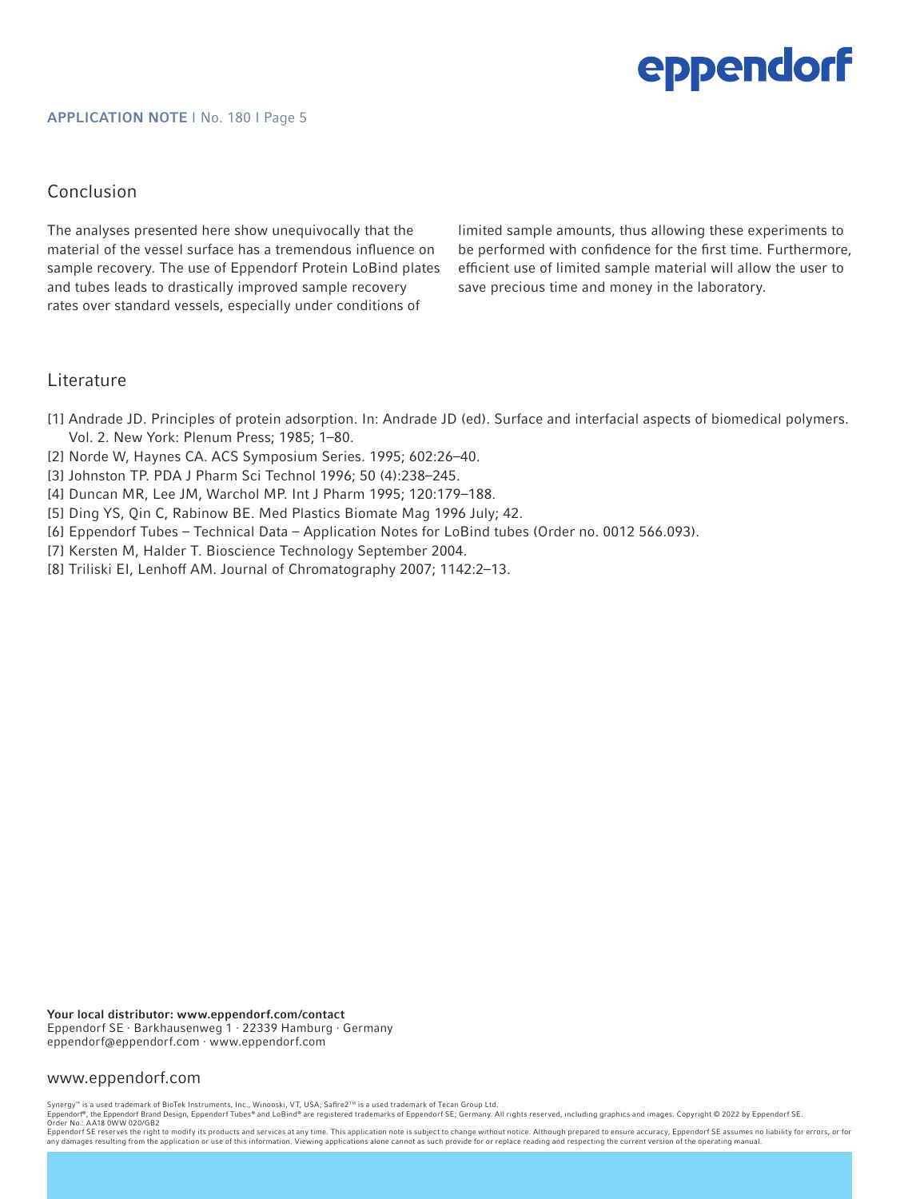## Conclusion

The analyses presented here show unequivocally that the material of the vessel surface has a tremendous influence on sample recovery. The use of Eppendorf Protein LoBind plates and tubes leads to drastically improved sample recovery rates over standard vessels, especially under conditions of limited sample amounts, thus allowing these experiments to be performed with confidence for the first time. Furthermore, efficient use of limited sample material will allow the user to save precious time and money in the laboratory.

## Literature

[1] Andrade JD. Principles of protein adsorption. In: Andrade JD (ed). Surface and interfacial aspects of biomedical polymers. Vol. 2. New York: Plenum Press; 1985; 1–80.

[2] Norde W, Haynes CA. ACS Symposium Series. 1995; 602:26–40.

[3] Johnston TP. PDA J Pharm Sci Technol 1996; 50 (4):238–245.

[4] Duncan MR, Lee JM, Warchol MP. Int J Pharm 1995; 120:179–188.

[5] Ding YS, Qin C, Rabinow BE. Med Plastics Biomate Mag 1996 July; 42.

[6] Eppendorf Tubes – Technical Data – Application Notes for LoBind tubes (Order no. 0012 566.093).

[7] Kersten M, Halder T. Bioscience Technology September 2004.

[8] Triliski EI, Lenhoff AM. Journal of Chromatography 2007; 1142:2–13.

**Your local distributor: www.eppendorf.com/contact**
Eppendorf SE · Barkhausenweg 1 · 22339 Hamburg · Germany
eppendorf@eppendorf.com · www.eppendorf.com

www.eppendorf.com

Synergy™ is a used trademark of BioTek Instruments, Inc., Winooski, VT, USA; Safire2™ is a used trademark of Tecan Group Ltd.
Eppendorf®, the Eppendorf Brand Design, Eppendorf Tubes® and LoBind® are registered trademarks of Eppendorf SE; Germany. All rights reserved, including graphics and images. Copyright © 2022 by Eppendorf SE.
Order No.: AA18 0WW 020/GB2
Eppendorf SE reserves the right to modify its products and services at any time. This application note is subject to change without notice. Although prepared to ensure accuracy, Eppendorf SE assumes no liability for errors, or for any damages resulting from the application or use of this information. Viewing applications alone cannot as such provide for or replace reading and respecting the current version of the operating manual.